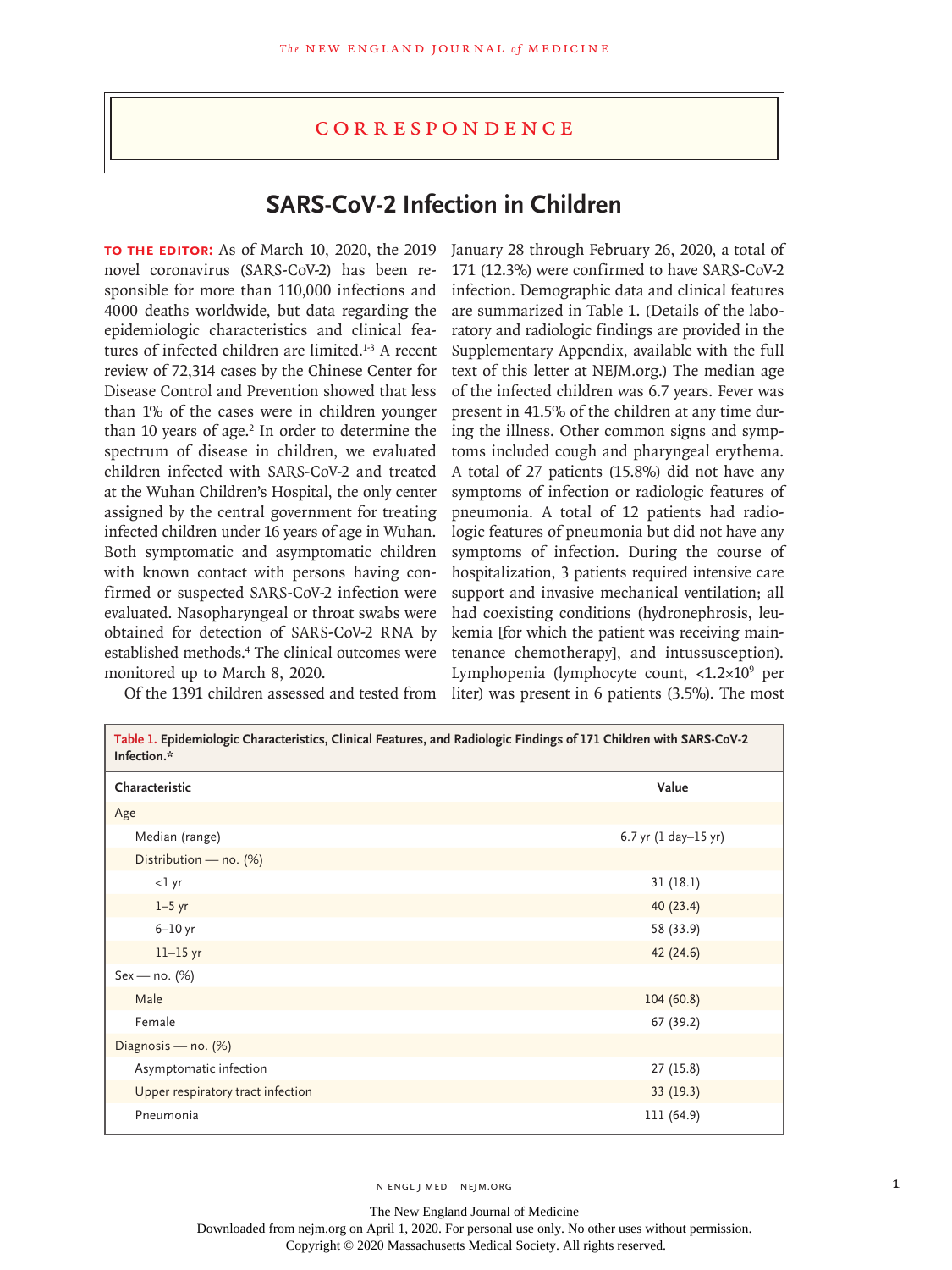# Correspondence

## SARS-CoV-2 Infection in Children

**TO THE EDITOR:** As of March 10, 2020, the 2019 novel coronavirus (SARS-CoV-2) has been responsible for more than 110,000 infections and 4000 deaths worldwide, but data regarding the epidemiologic characteristics and clinical features of infected children are limited.[1-3] A recent review of 72,314 cases by the Chinese Center for Disease Control and Prevention showed that less than 1% of the cases were in children younger than 10 years of age.[2] In order to determine the spectrum of disease in children, we evaluated children infected with SARS-CoV-2 and treated at the Wuhan Children's Hospital, the only center assigned by the central government for treating infected children under 16 years of age in Wuhan. Both symptomatic and asymptomatic children with known contact with persons having confirmed or suspected SARS-CoV-2 infection were evaluated. Nasopharyngeal or throat swabs were obtained for detection of SARS-CoV-2 RNA by established methods.[4] The clinical outcomes were monitored up to March 8, 2020.

Of the 1391 children assessed and tested from January 28 through February 26, 2020, a total of 171 (12.3%) were confirmed to have SARS-CoV-2 infection. Demographic data and clinical features are summarized in Table 1. (Details of the laboratory and radiologic findings are provided in the Supplementary Appendix, available with the full text of this letter at NEJM.org.) The median age of the infected children was 6.7 years. Fever was present in 41.5% of the children at any time during the illness. Other common signs and symptoms included cough and pharyngeal erythema. A total of 27 patients (15.8%) did not have any symptoms of infection or radiologic features of pneumonia. A total of 12 patients had radiologic features of pneumonia but did not have any symptoms of infection. During the course of hospitalization, 3 patients required intensive care support and invasive mechanical ventilation; all had coexisting conditions (hydronephrosis, leukemia [for which the patient was receiving maintenance chemotherapy], and intussusception). Lymphopenia (lymphocyte count, $<1.2\times10^9$ per liter) was present in 6 patients (3.5%). The most

**Table 1.** Epidemiologic Characteristics, Clinical Features, and Radiologic Findings of 171 Children with SARS-CoV-2 Infection.*

| Characteristic | Value |
|---|---|
| Age | |
| Median (range) | 6.7 yr (1 day–15 yr) |
| Distribution — no. (%) | |
| <1 yr | 31 (18.1) |
| 1–5 yr | 40 (23.4) |
| 6–10 yr | 58 (33.9) |
| 11–15 yr | 42 (24.6) |
| Sex — no. (%) | |
| Male | 104 (60.8) |
| Female | 67 (39.2) |
| Diagnosis — no. (%) | |
| Asymptomatic infection | 27 (15.8) |
| Upper respiratory tract infection | 33 (19.3) |
| Pneumonia | 111 (64.9) |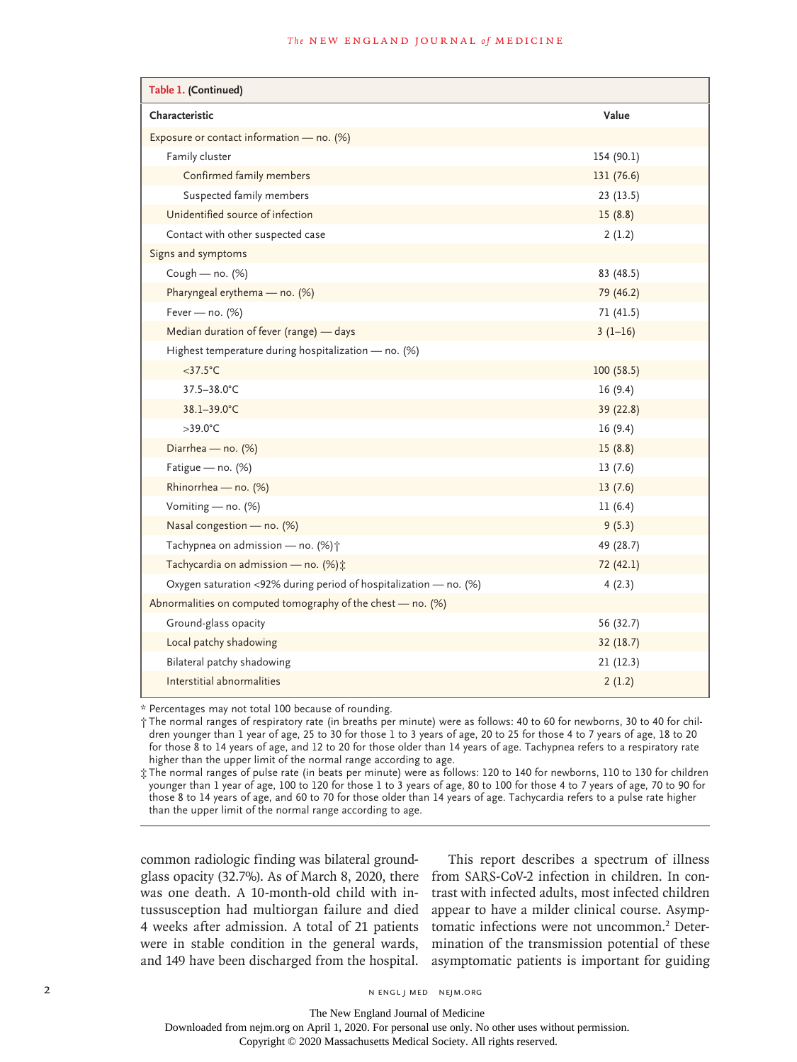**Table 1. (Continued)**

| Characteristic | Value |
|---|---|
| Exposure or contact information — no. (%) | |
| Family cluster | 154 (90.1) |
| Confirmed family members | 131 (76.6) |
| Suspected family members | 23 (13.5) |
| Unidentified source of infection | 15 (8.8) |
| Contact with other suspected case | 2 (1.2) |
| Signs and symptoms | |
| Cough — no. (%) | 83 (48.5) |
| Pharyngeal erythema — no. (%) | 79 (46.2) |
| Fever — no. (%) | 71 (41.5) |
| Median duration of fever (range) — days | 3 (1–16) |
| Highest temperature during hospitalization — no. (%) | |
| <37.5°C | 100 (58.5) |
| 37.5–38.0°C | 16 (9.4) |
| 38.1–39.0°C | 39 (22.8) |
| >39.0°C | 16 (9.4) |
| Diarrhea — no. (%) | 15 (8.8) |
| Fatigue — no. (%) | 13 (7.6) |
| Rhinorrhea — no. (%) | 13 (7.6) |
| Vomiting — no. (%) | 11 (6.4) |
| Nasal congestion — no. (%) | 9 (5.3) |
| Tachypnea on admission — no. (%)† | 49 (28.7) |
| Tachycardia on admission — no. (%)‡ | 72 (42.1) |
| Oxygen saturation <92% during period of hospitalization — no. (%) | 4 (2.3) |
| Abnormalities on computed tomography of the chest — no. (%) | |
| Ground-glass opacity | 56 (32.7) |
| Local patchy shadowing | 32 (18.7) |
| Bilateral patchy shadowing | 21 (12.3) |
| Interstitial abnormalities | 2 (1.2) |

\* Percentages may not total 100 because of rounding.

† The normal ranges of respiratory rate (in breaths per minute) were as follows: 40 to 60 for newborns, 30 to 40 for children younger than 1 year of age, 25 to 30 for those 1 to 3 years of age, 20 to 25 for those 4 to 7 years of age, 18 to 20 for those 8 to 14 years of age, and 12 to 20 for those older than 14 years of age. Tachypnea refers to a respiratory rate higher than the upper limit of the normal range according to age.

‡ The normal ranges of pulse rate (in beats per minute) were as follows: 120 to 140 for newborns, 110 to 130 for children younger than 1 year of age, 100 to 120 for those 1 to 3 years of age, 80 to 100 for those 4 to 7 years of age, 70 to 90 for those 8 to 14 years of age, and 60 to 70 for those older than 14 years of age. Tachycardia refers to a pulse rate higher than the upper limit of the normal range according to age.

common radiologic finding was bilateral ground-glass opacity (32.7%). As of March 8, 2020, there was one death. A 10-month-old child with intussusception had multiorgan failure and died 4 weeks after admission. A total of 21 patients were in stable condition in the general wards, and 149 have been discharged from the hospital.

This report describes a spectrum of illness from SARS-CoV-2 infection in children. In contrast with infected adults, most infected children appear to have a milder clinical course. Asymptomatic infections were not uncommon.[2] Determination of the transmission potential of these asymptomatic patients is important for guiding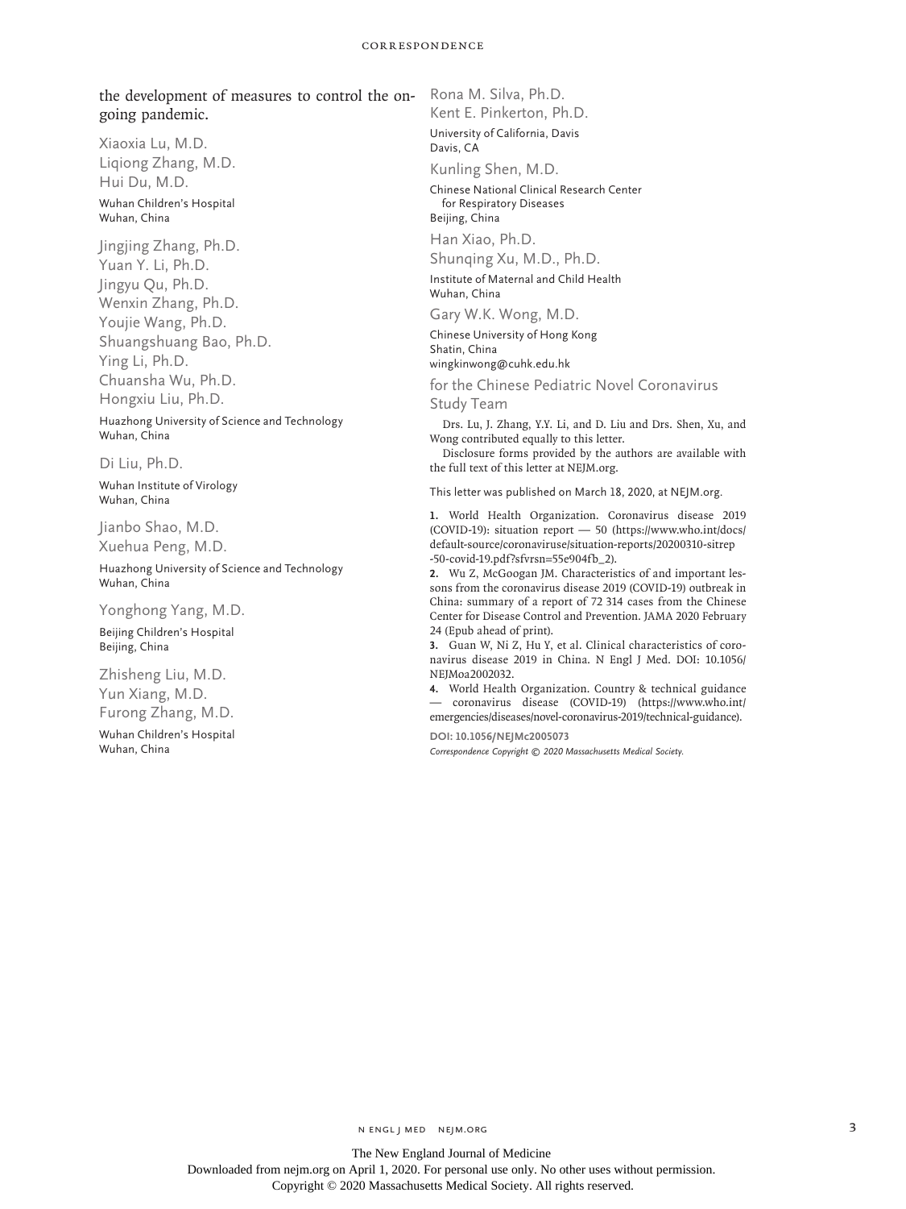the development of measures to control the ongoing pandemic.

Xiaoxia Lu, M.D.
Liqiong Zhang, M.D.
Hui Du, M.D.
Wuhan Children's Hospital
Wuhan, China

Jingjing Zhang, Ph.D.
Yuan Y. Li, Ph.D.
Jingyu Qu, Ph.D.
Wenxin Zhang, Ph.D.
Youjie Wang, Ph.D.
Shuangshuang Bao, Ph.D.
Ying Li, Ph.D.
Chuansha Wu, Ph.D.
Hongxiu Liu, Ph.D.
Huazhong University of Science and Technology
Wuhan, China

Di Liu, Ph.D.
Wuhan Institute of Virology
Wuhan, China

Jianbo Shao, M.D.
Xuehua Peng, M.D.
Huazhong University of Science and Technology
Wuhan, China

Yonghong Yang, M.D.
Beijing Children's Hospital
Beijing, China

Zhisheng Liu, M.D.
Yun Xiang, M.D.
Furong Zhang, M.D.
Wuhan Children's Hospital
Wuhan, China

Rona M. Silva, Ph.D.
Kent E. Pinkerton, Ph.D.
University of California, Davis
Davis, CA

Kunling Shen, M.D.
Chinese National Clinical Research Center for Respiratory Diseases
Beijing, China

Han Xiao, Ph.D.
Shunqing Xu, M.D., Ph.D.
Institute of Maternal and Child Health
Wuhan, China

Gary W.K. Wong, M.D.
Chinese University of Hong Kong
Shatin, China
wingkinwong@cuhk.edu.hk

for the Chinese Pediatric Novel Coronavirus Study Team

Drs. Lu, J. Zhang, Y.Y. Li, and D. Liu and Drs. Shen, Xu, and Wong contributed equally to this letter.

Disclosure forms provided by the authors are available with the full text of this letter at NEJM.org.

This letter was published on March 18, 2020, at NEJM.org.

1. World Health Organization. Coronavirus disease 2019 (COVID-19): situation report — 50 (https://www.who.int/docs/default-source/coronaviruse/situation-reports/20200310-sitrep-50-covid-19.pdf?sfvrsn=55e904fb_2).
2. Wu Z, McGoogan JM. Characteristics of and important lessons from the coronavirus disease 2019 (COVID-19) outbreak in China: summary of a report of 72 314 cases from the Chinese Center for Disease Control and Prevention. JAMA 2020 February 24 (Epub ahead of print).
3. Guan W, Ni Z, Hu Y, et al. Clinical characteristics of coronavirus disease 2019 in China. N Engl J Med. DOI: 10.1056/NEJMoa2002032.
4. World Health Organization. Country & technical guidance — coronavirus disease (COVID-19) (https://www.who.int/emergencies/diseases/novel-coronavirus-2019/technical-guidance).

**DOI: 10.1056/NEJMc2005073**

*Correspondence Copyright © 2020 Massachusetts Medical Society.*